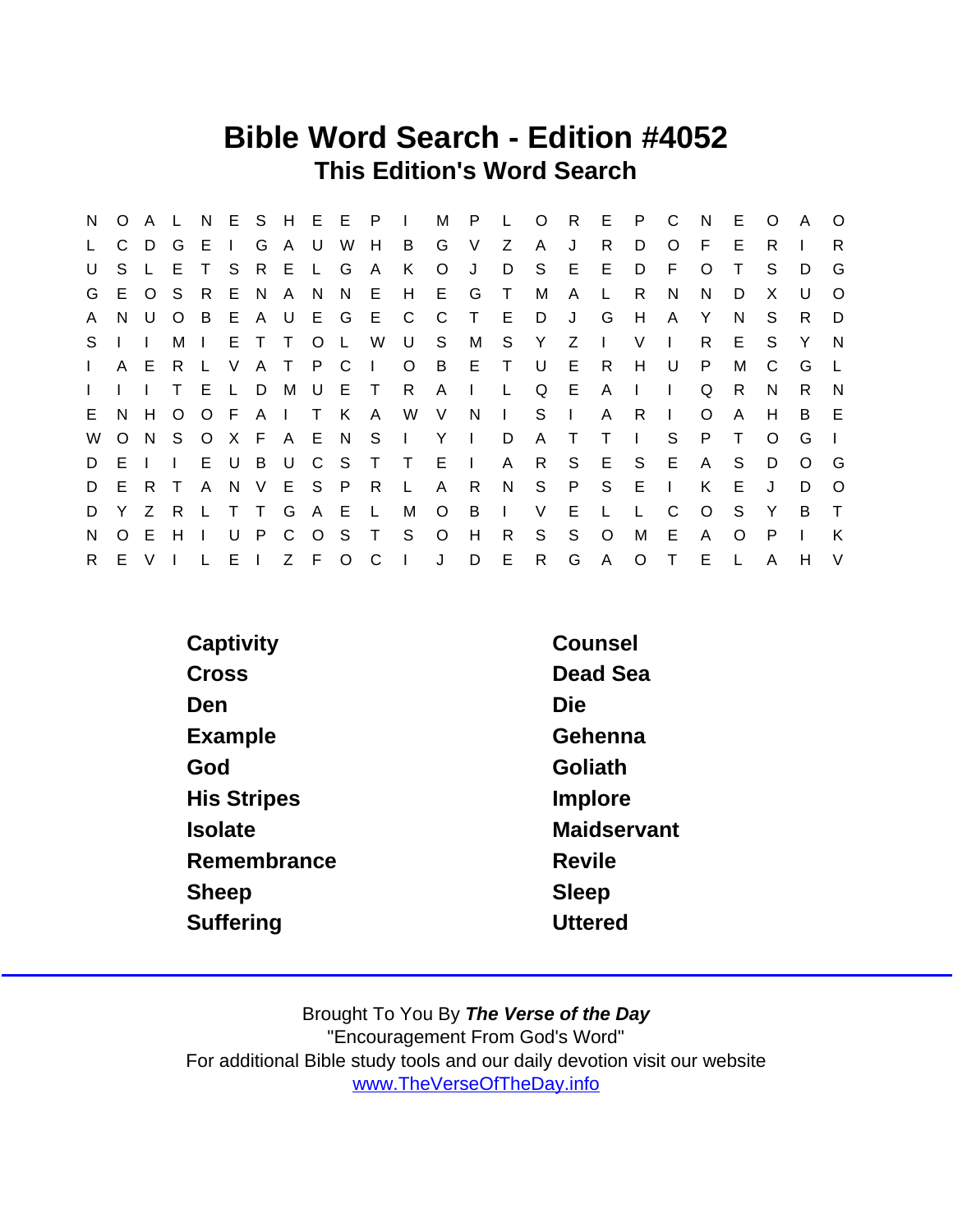# Bible Word Search - Edition #4052

## This Edition's Word Search

```
N O A L N E S H E E P I M P L O R E P C N E O A O
L C D G E I G A U W H B G V Z A J R D O F E R I R
U S L E T S R E L G A K O J D S E E D F O T S D G
G E O S R E N A N N E H E G T M A L R N N D X U O
A N U O B E A U E G E C C T E D J G H A Y N S R D
S I I M I E T T O L W U S M S Y Z I V I R E S Y N
I A E R L V A T P C I O B E T U E R H U P M C G L
I I I T E L D M U E T R A I L Q E A I I Q R N R N
E N H O O F A I T K A W V N I S I A R I O A H B E
W O N S O X F A E N S I Y I D A T T I S P T O G I
D E I I E U B U C S T T E I A R S E S E A S D O G
D E R T A N V E S P R L A R N S P S E I K E J D O
D Y Z R L T T G A E L M O B I V E L L C O S Y B T
N O E H I U P C O S T S O H R S S O M E A O P I K
R E V I L E I Z F O C I J D E R G A O T E L A H V
```

| | |
|---|---|
| Captivity | Counsel |
| Cross | Dead Sea |
| Den | Die |
| Example | Gehenna |
| God | Goliath |
| His Stripes | Implore |
| Isolate | Maidservant |
| Remembrance | Revile |
| Sheep | Sleep |
| Suffering | Uttered |

Brought To You By ***The Verse of the Day***

"Encouragement From God's Word"

For additional Bible study tools and our daily devotion visit our website

www.TheVerseOfTheDay.info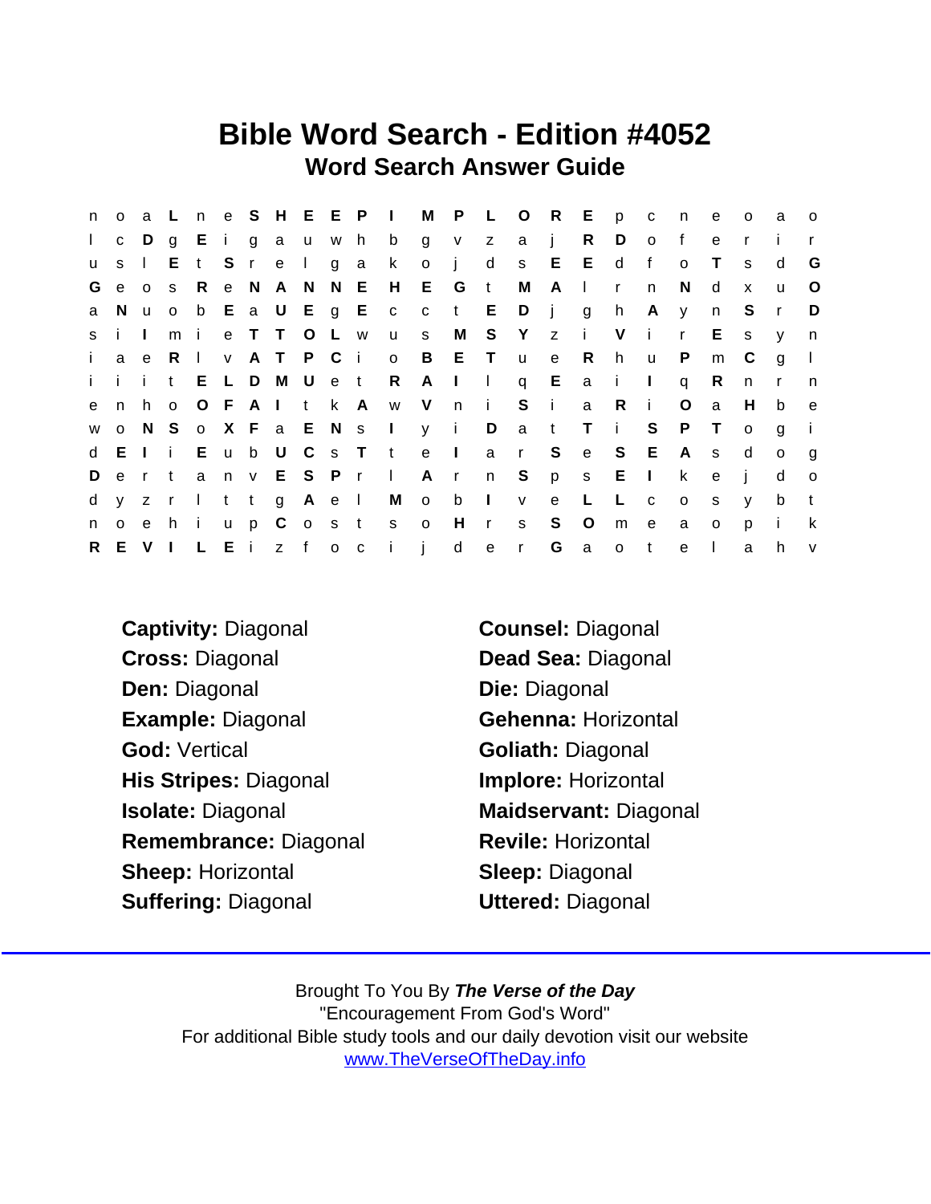# Bible Word Search - Edition #4052

## Word Search Answer Guide

```
n o a L n e S H E E P I M P L O R E p c n e o a o
l c D g E i g a u w h b g v z a j R D o f e r i r
u s l E t S r e l g a k o j d s E E d f o T s d G
G e o s R e N A N N E H E G t M A l r n N d x u O
a N u o b E a U E g E c c t E D j g h A y n S r D
s i I m i e T T O L w u s M S Y z i V i r E s y n
i a e R l v A T P C i o B E T u e R h u P m C g l
i i i t E L D M U e t R A I l q E a i I q R n r n
e n h o O F A I t k A w V n i S i a R i O a H b e
w o N S o X F a E N s I y i D a t T i S P T o g i
d E I i E u b U C s T t e I a r S e S E A s d o g
D e r t a n v E S P r l A r n S p s E I k e j d o
d y z r l t t g A e l M o b I v e L L c o s y b t
n o e h i u p C o s t s o H r s S O m e a o p i k
R E V I L E i z f o c i j d e r G a o t e l a h v
```

**Captivity:** Diagonal
**Cross:** Diagonal
**Den:** Diagonal
**Example:** Diagonal
**God:** Vertical
**His Stripes:** Diagonal
**Isolate:** Diagonal
**Remembrance:** Diagonal
**Sheep:** Horizontal
**Suffering:** Diagonal
**Counsel:** Diagonal
**Dead Sea:** Diagonal
**Die:** Diagonal
**Gehenna:** Horizontal
**Goliath:** Diagonal
**Implore:** Horizontal
**Maidservant:** Diagonal
**Revile:** Horizontal
**Sleep:** Diagonal
**Uttered:** Diagonal

Brought To You By ***The Verse of the Day***
"Encouragement From God's Word"
For additional Bible study tools and our daily devotion visit our website
www.TheVerseOfTheDay.info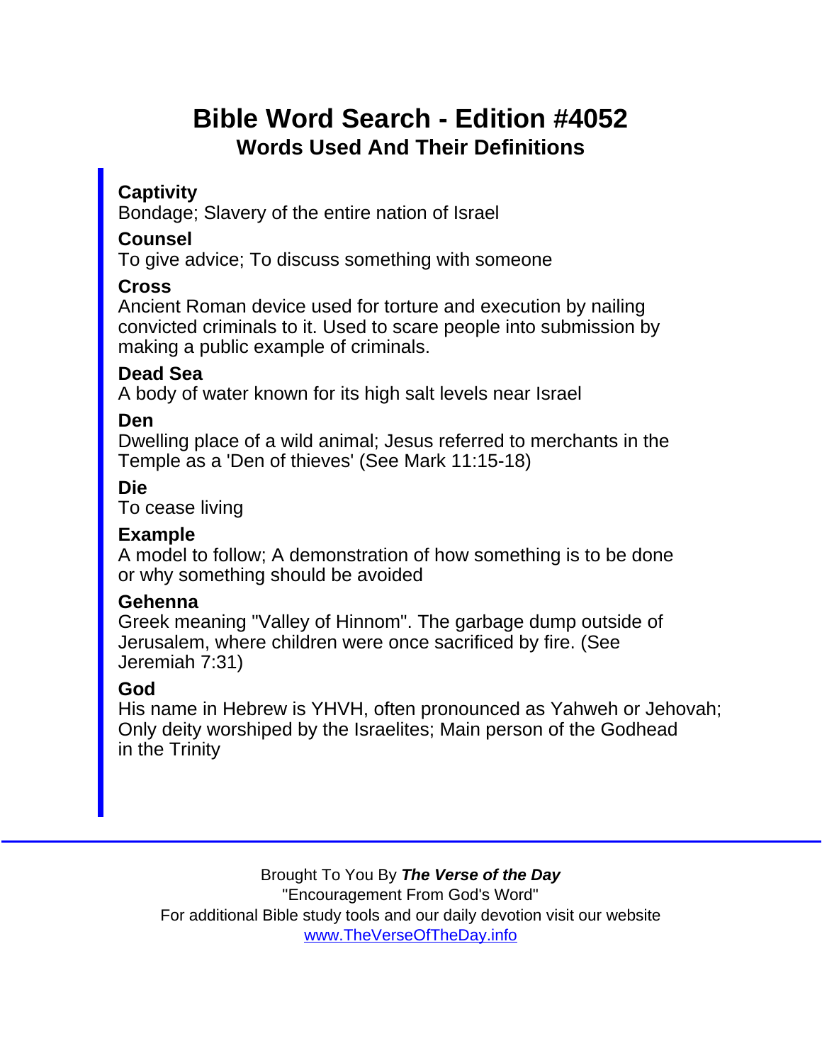# Bible Word Search - Edition #4052

## Words Used And Their Definitions

**Captivity**
Bondage; Slavery of the entire nation of Israel

**Counsel**
To give advice; To discuss something with someone

**Cross**
Ancient Roman device used for torture and execution by nailing convicted criminals to it. Used to scare people into submission by making a public example of criminals.

**Dead Sea**
A body of water known for its high salt levels near Israel

**Den**
Dwelling place of a wild animal; Jesus referred to merchants in the Temple as a 'Den of thieves' (See Mark 11:15-18)

**Die**
To cease living

**Example**
A model to follow; A demonstration of how something is to be done or why something should be avoided

**Gehenna**
Greek meaning "Valley of Hinnom". The garbage dump outside of Jerusalem, where children were once sacrificed by fire. (See Jeremiah 7:31)

**God**
His name in Hebrew is YHVH, often pronounced as Yahweh or Jehovah; Only deity worshiped by the Israelites; Main person of the Godhead in the Trinity

---

Brought To You By ***The Verse of the Day***
"Encouragement From God's Word"
For additional Bible study tools and our daily devotion visit our website
[www.TheVerseOfTheDay.info](http://www.TheVerseOfTheDay.info)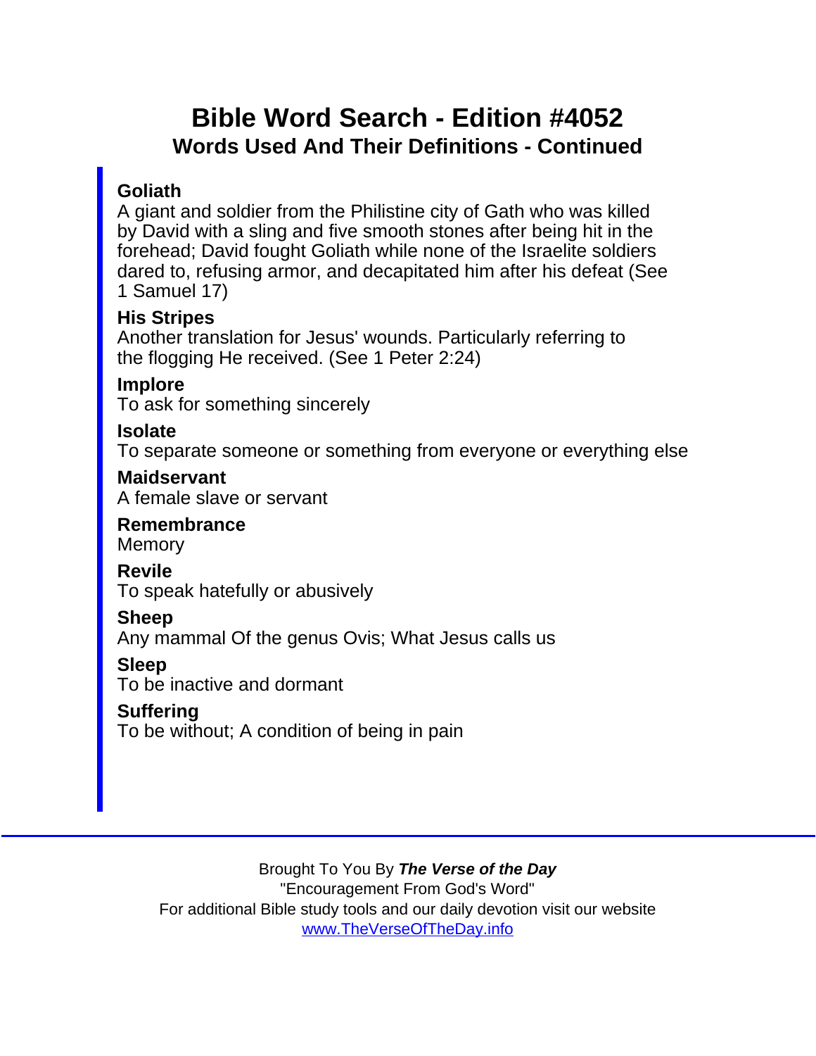# Bible Word Search - Edition #4052

## Words Used And Their Definitions - Continued

**Goliath**
A giant and soldier from the Philistine city of Gath who was killed by David with a sling and five smooth stones after being hit in the forehead; David fought Goliath while none of the Israelite soldiers dared to, refusing armor, and decapitated him after his defeat (See 1 Samuel 17)

**His Stripes**
Another translation for Jesus' wounds. Particularly referring to the flogging He received. (See 1 Peter 2:24)

**Implore**
To ask for something sincerely

**Isolate**
To separate someone or something from everyone or everything else

**Maidservant**
A female slave or servant

**Remembrance**
Memory

**Revile**
To speak hatefully or abusively

**Sheep**
Any mammal Of the genus Ovis; What Jesus calls us

**Sleep**
To be inactive and dormant

**Suffering**
To be without; A condition of being in pain

---

Brought To You By ***The Verse of the Day***
"Encouragement From God's Word"
For additional Bible study tools and our daily devotion visit our website
[www.TheVerseOfTheDay.info](http://www.TheVerseOfTheDay.info)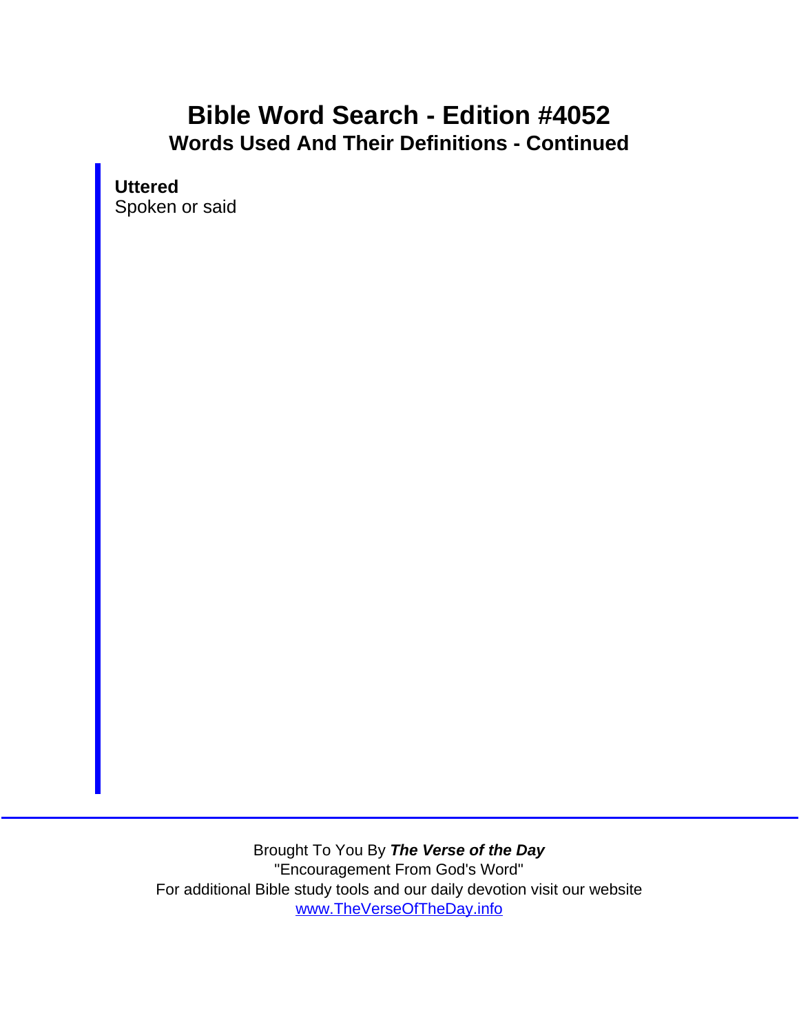# Bible Word Search - Edition #4052

## Words Used And Their Definitions - Continued

**Uttered**
Spoken or said

Brought To You By ***The Verse of the Day***
"Encouragement From God's Word"
For additional Bible study tools and our daily devotion visit our website
www.TheVerseOfTheDay.info